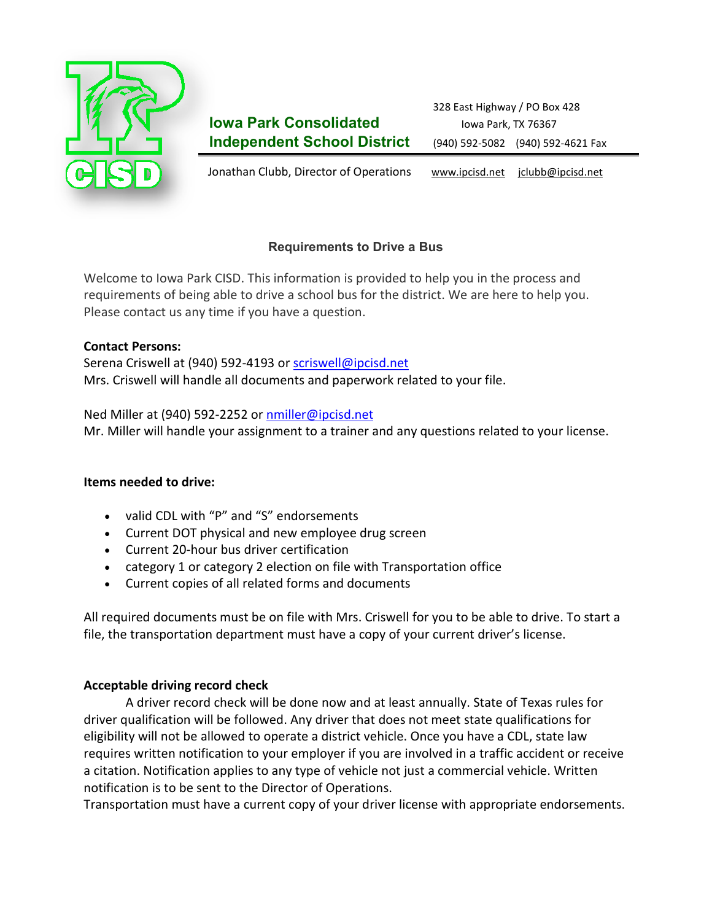**Iowa Park Consolidated Independent School District**

328 East Highway / PO Box 428
Iowa Park, TX 76367
(940) 592-5082 (940) 592-4621 Fax

Jonathan Clubb, Director of Operations www.ipcisd.net jclubb@ipcisd.net

## Requirements to Drive a Bus

Welcome to Iowa Park CISD. This information is provided to help you in the process and requirements of being able to drive a school bus for the district. We are here to help you. Please contact us any time if you have a question.

**Contact Persons:**
Serena Criswell at (940) 592-4193 or scriswell@ipcisd.net
Mrs. Criswell will handle all documents and paperwork related to your file.

Ned Miller at (940) 592-2252 or nmiller@ipcisd.net
Mr. Miller will handle your assignment to a trainer and any questions related to your license.

**Items needed to drive:**

- valid CDL with "P" and "S" endorsements
- Current DOT physical and new employee drug screen
- Current 20-hour bus driver certification
- category 1 or category 2 election on file with Transportation office
- Current copies of all related forms and documents

All required documents must be on file with Mrs. Criswell for you to be able to drive. To start a file, the transportation department must have a copy of your current driver's license.

**Acceptable driving record check**

A driver record check will be done now and at least annually. State of Texas rules for driver qualification will be followed. Any driver that does not meet state qualifications for eligibility will not be allowed to operate a district vehicle. Once you have a CDL, state law requires written notification to your employer if you are involved in a traffic accident or receive a citation. Notification applies to any type of vehicle not just a commercial vehicle. Written notification is to be sent to the Director of Operations.
Transportation must have a current copy of your driver license with appropriate endorsements.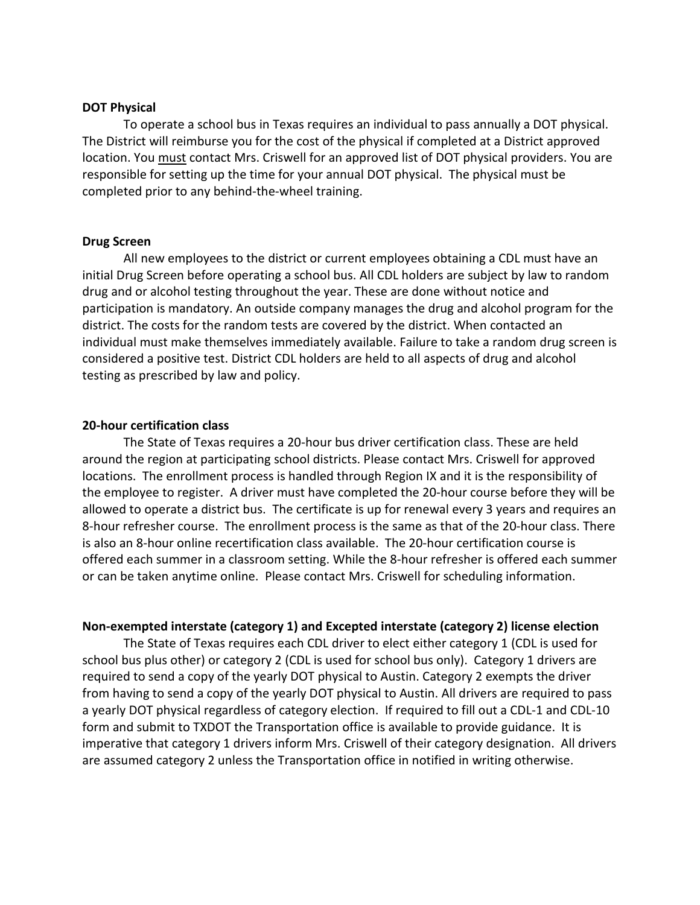**DOT Physical**

To operate a school bus in Texas requires an individual to pass annually a DOT physical. The District will reimburse you for the cost of the physical if completed at a District approved location. You <u>must</u> contact Mrs. Criswell for an approved list of DOT physical providers. You are responsible for setting up the time for your annual DOT physical. The physical must be completed prior to any behind-the-wheel training.

**Drug Screen**

All new employees to the district or current employees obtaining a CDL must have an initial Drug Screen before operating a school bus. All CDL holders are subject by law to random drug and or alcohol testing throughout the year. These are done without notice and participation is mandatory. An outside company manages the drug and alcohol program for the district. The costs for the random tests are covered by the district. When contacted an individual must make themselves immediately available. Failure to take a random drug screen is considered a positive test. District CDL holders are held to all aspects of drug and alcohol testing as prescribed by law and policy.

**20-hour certification class**

The State of Texas requires a 20-hour bus driver certification class. These are held around the region at participating school districts. Please contact Mrs. Criswell for approved locations. The enrollment process is handled through Region IX and it is the responsibility of the employee to register. A driver must have completed the 20-hour course before they will be allowed to operate a district bus. The certificate is up for renewal every 3 years and requires an 8-hour refresher course. The enrollment process is the same as that of the 20-hour class. There is also an 8-hour online recertification class available. The 20-hour certification course is offered each summer in a classroom setting. While the 8-hour refresher is offered each summer or can be taken anytime online. Please contact Mrs. Criswell for scheduling information.

**Non-exempted interstate (category 1) and Excepted interstate (category 2) license election**

The State of Texas requires each CDL driver to elect either category 1 (CDL is used for school bus plus other) or category 2 (CDL is used for school bus only). Category 1 drivers are required to send a copy of the yearly DOT physical to Austin. Category 2 exempts the driver from having to send a copy of the yearly DOT physical to Austin. All drivers are required to pass a yearly DOT physical regardless of category election. If required to fill out a CDL-1 and CDL-10 form and submit to TXDOT the Transportation office is available to provide guidance. It is imperative that category 1 drivers inform Mrs. Criswell of their category designation. All drivers are assumed category 2 unless the Transportation office in notified in writing otherwise.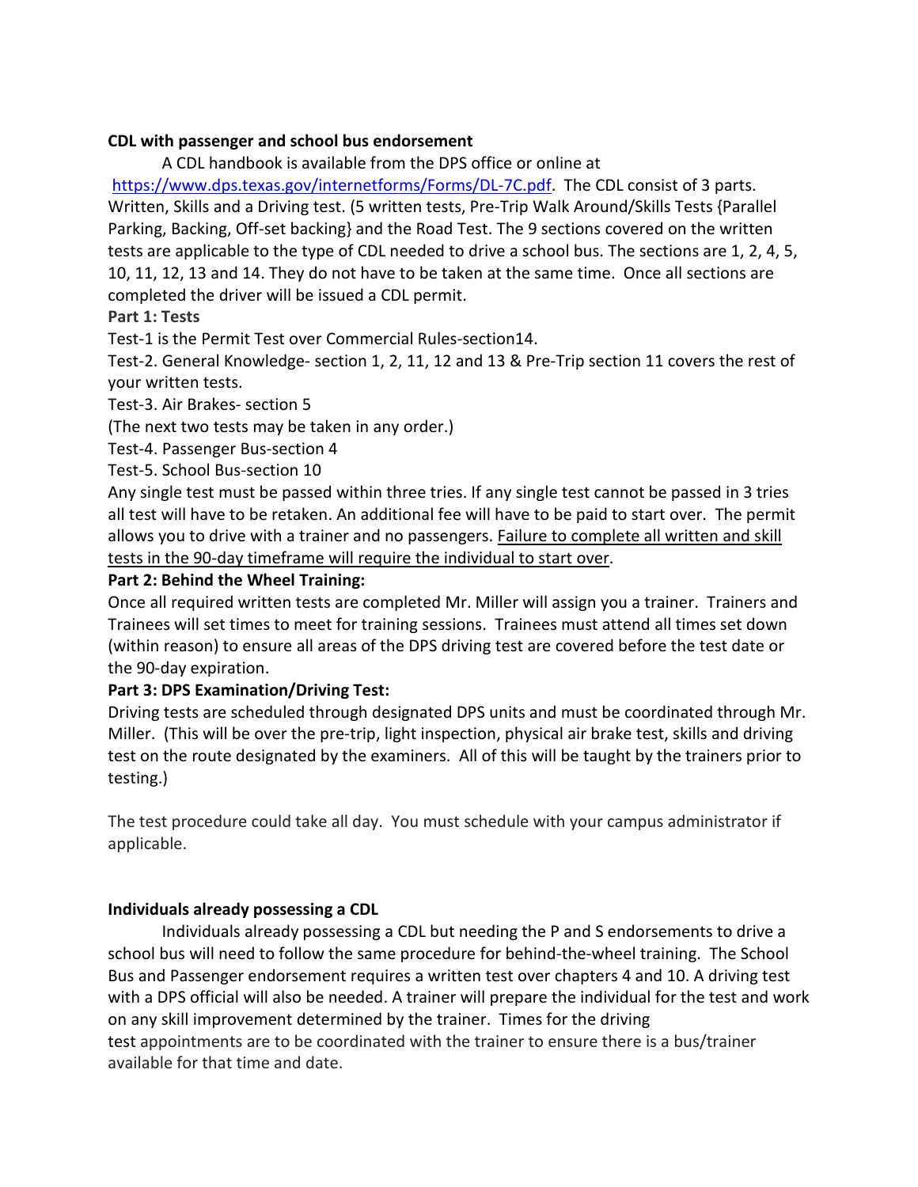**CDL with passenger and school bus endorsement**

A CDL handbook is available from the DPS office or online at [https://www.dps.texas.gov/internetforms/Forms/DL-7C.pdf](https://www.dps.texas.gov/internetforms/Forms/DL-7C.pdf). The CDL consist of 3 parts. Written, Skills and a Driving test. (5 written tests, Pre-Trip Walk Around/Skills Tests {Parallel Parking, Backing, Off-set backing} and the Road Test. The 9 sections covered on the written tests are applicable to the type of CDL needed to drive a school bus. The sections are 1, 2, 4, 5, 10, 11, 12, 13 and 14. They do not have to be taken at the same time. Once all sections are completed the driver will be issued a CDL permit.

**Part 1: Tests**

Test-1 is the Permit Test over Commercial Rules-section14.

Test-2. General Knowledge- section 1, 2, 11, 12 and 13 & Pre-Trip section 11 covers the rest of your written tests.

Test-3. Air Brakes- section 5

(The next two tests may be taken in any order.)

Test-4. Passenger Bus-section 4

Test-5. School Bus-section 10

Any single test must be passed within three tries. If any single test cannot be passed in 3 tries all test will have to be retaken. An additional fee will have to be paid to start over. The permit allows you to drive with a trainer and no passengers. <u>Failure to complete all written and skill tests in the 90-day timeframe will require the individual to start over</u>.

**Part 2: Behind the Wheel Training:**

Once all required written tests are completed Mr. Miller will assign you a trainer. Trainers and Trainees will set times to meet for training sessions. Trainees must attend all times set down (within reason) to ensure all areas of the DPS driving test are covered before the test date or the 90-day expiration.

**Part 3: DPS Examination/Driving Test:**

Driving tests are scheduled through designated DPS units and must be coordinated through Mr. Miller. (This will be over the pre-trip, light inspection, physical air brake test, skills and driving test on the route designated by the examiners. All of this will be taught by the trainers prior to testing.)

The test procedure could take all day. You must schedule with your campus administrator if applicable.

**Individuals already possessing a CDL**

Individuals already possessing a CDL but needing the P and S endorsements to drive a school bus will need to follow the same procedure for behind-the-wheel training. The School Bus and Passenger endorsement requires a written test over chapters 4 and 10. A driving test with a DPS official will also be needed. A trainer will prepare the individual for the test and work on any skill improvement determined by the trainer. Times for the driving test appointments are to be coordinated with the trainer to ensure there is a bus/trainer available for that time and date.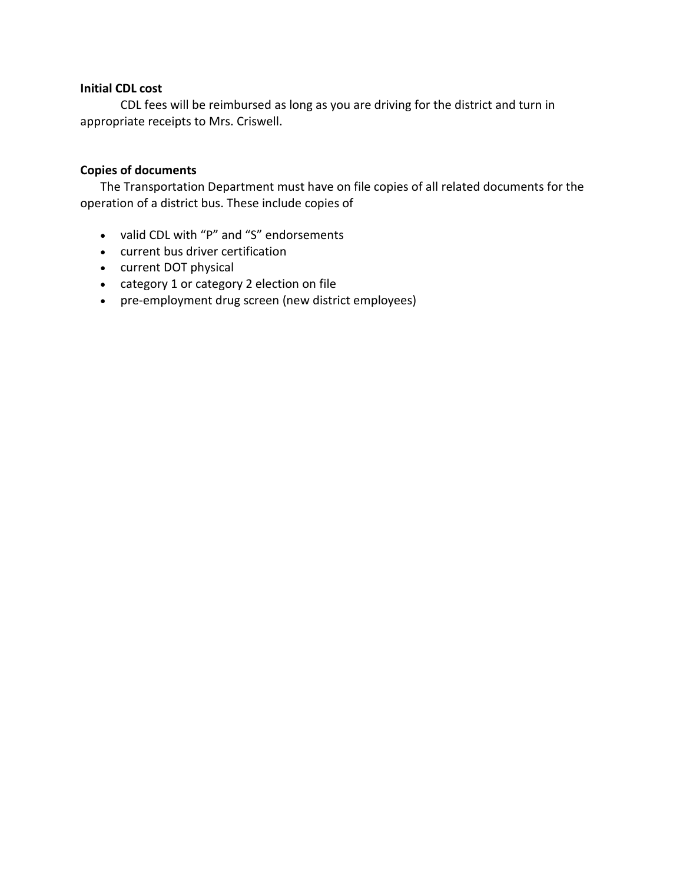**Initial CDL cost**

CDL fees will be reimbursed as long as you are driving for the district and turn in appropriate receipts to Mrs. Criswell.

**Copies of documents**

The Transportation Department must have on file copies of all related documents for the operation of a district bus. These include copies of

- valid CDL with "P" and "S" endorsements
- current bus driver certification
- current DOT physical
- category 1 or category 2 election on file
- pre-employment drug screen (new district employees)